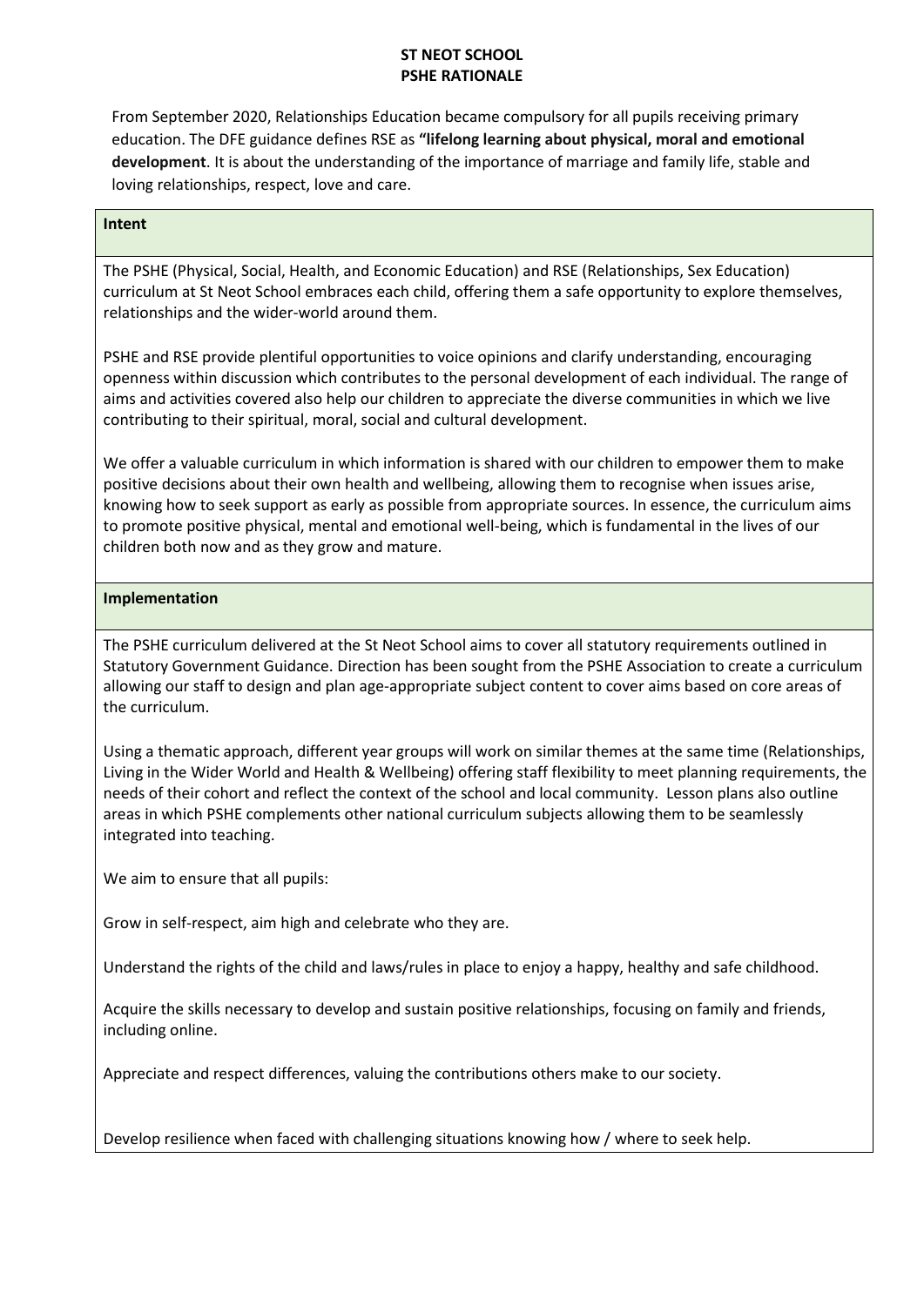# ST NEOT SCHOOL
## PSHE RATIONALE

From September 2020, Relationships Education became compulsory for all pupils receiving primary education. The DFE guidance defines RSE as **"lifelong learning about physical, moral and emotional development**. It is about the understanding of the importance of marriage and family life, stable and loving relationships, respect, love and care.

### Intent

The PSHE (Physical, Social, Health, and Economic Education) and RSE (Relationships, Sex Education) curriculum at St Neot School embraces each child, offering them a safe opportunity to explore themselves, relationships and the wider-world around them.

PSHE and RSE provide plentiful opportunities to voice opinions and clarify understanding, encouraging openness within discussion which contributes to the personal development of each individual. The range of aims and activities covered also help our children to appreciate the diverse communities in which we live contributing to their spiritual, moral, social and cultural development.

We offer a valuable curriculum in which information is shared with our children to empower them to make positive decisions about their own health and wellbeing, allowing them to recognise when issues arise, knowing how to seek support as early as possible from appropriate sources. In essence, the curriculum aims to promote positive physical, mental and emotional well-being, which is fundamental in the lives of our children both now and as they grow and mature.

### Implementation

The PSHE curriculum delivered at the St Neot School aims to cover all statutory requirements outlined in Statutory Government Guidance. Direction has been sought from the PSHE Association to create a curriculum allowing our staff to design and plan age-appropriate subject content to cover aims based on core areas of the curriculum.

Using a thematic approach, different year groups will work on similar themes at the same time (Relationships, Living in the Wider World and Health & Wellbeing) offering staff flexibility to meet planning requirements, the needs of their cohort and reflect the context of the school and local community. Lesson plans also outline areas in which PSHE complements other national curriculum subjects allowing them to be seamlessly integrated into teaching.

We aim to ensure that all pupils:

Grow in self-respect, aim high and celebrate who they are.

Understand the rights of the child and laws/rules in place to enjoy a happy, healthy and safe childhood.

Acquire the skills necessary to develop and sustain positive relationships, focusing on family and friends, including online.

Appreciate and respect differences, valuing the contributions others make to our society.

Develop resilience when faced with challenging situations knowing how / where to seek help.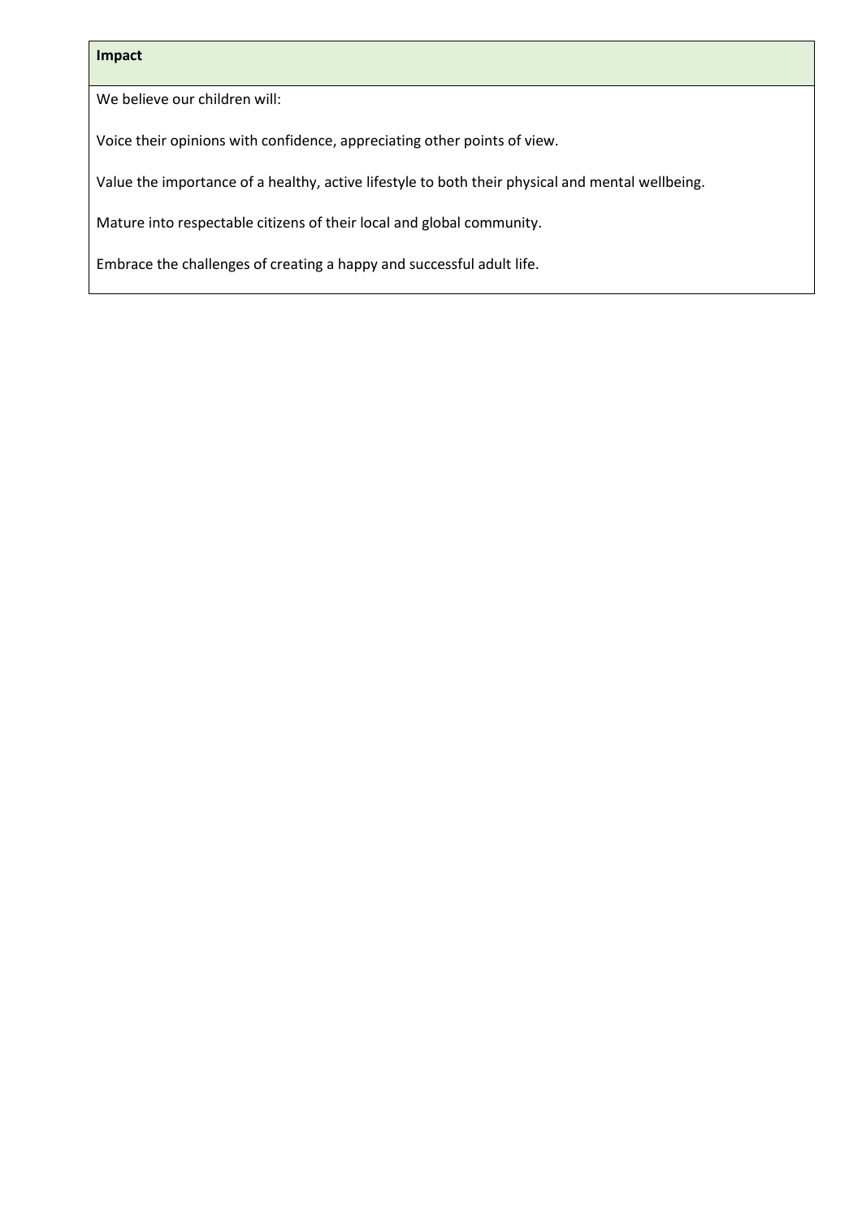**Impact**

We believe our children will:

Voice their opinions with confidence, appreciating other points of view.

Value the importance of a healthy, active lifestyle to both their physical and mental wellbeing.

Mature into respectable citizens of their local and global community.

Embrace the challenges of creating a happy and successful adult life.